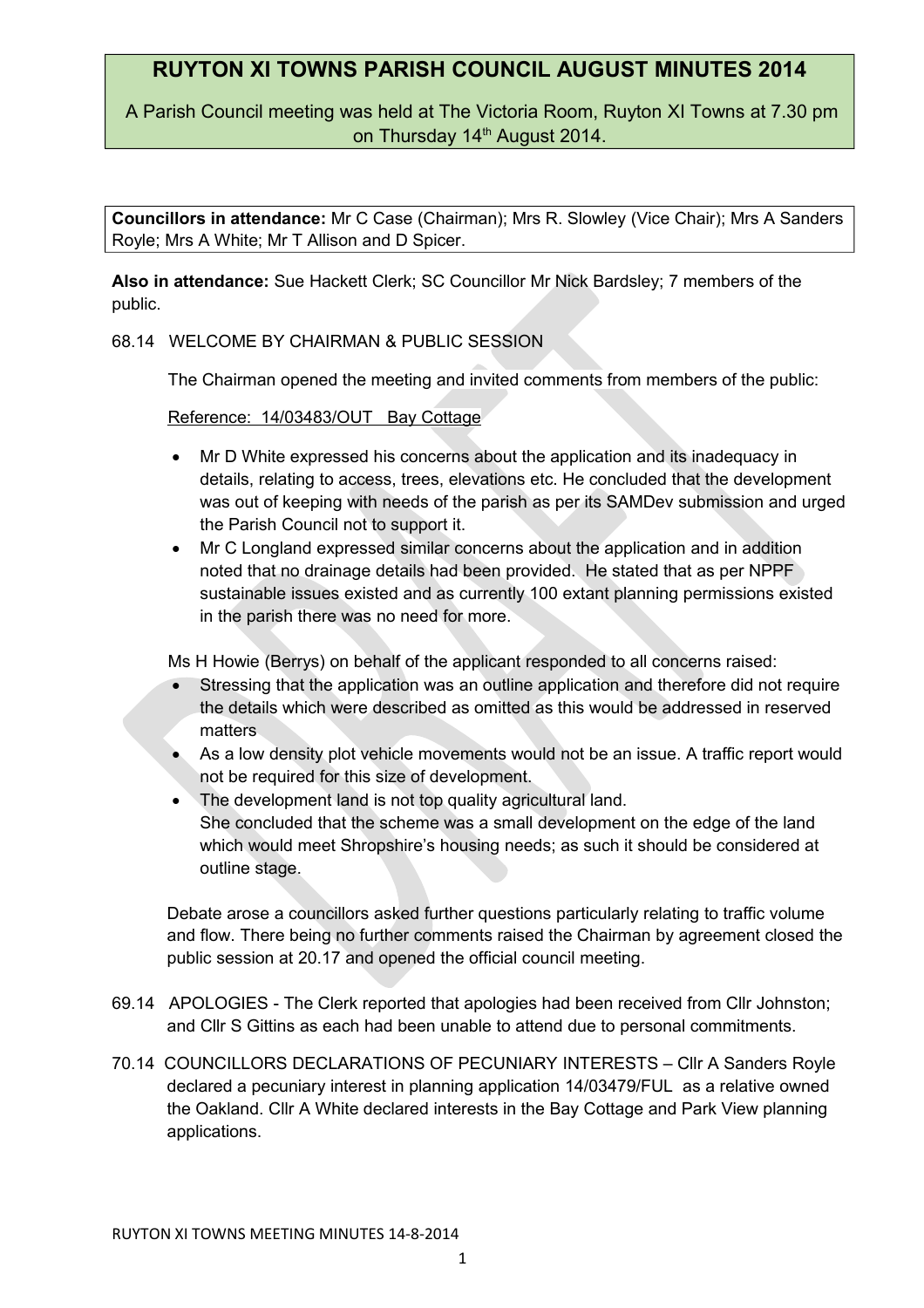# RUYTON XI TOWNS PARISH COUNCIL AUGUST MINUTES 2014

A Parish Council meeting was held at The Victoria Room, Ruyton XI Towns at 7.30 pm on Thursday 14th August 2014.

**Councillors in attendance:** Mr C Case (Chairman); Mrs R. Slowley (Vice Chair); Mrs A Sanders Royle; Mrs A White; Mr T Allison and D Spicer.

**Also in attendance:** Sue Hackett Clerk; SC Councillor Mr Nick Bardsley; 7 members of the public.

68.14 WELCOME BY CHAIRMAN & PUBLIC SESSION

The Chairman opened the meeting and invited comments from members of the public:

Reference: 14/03483/OUT Bay Cottage

- Mr D White expressed his concerns about the application and its inadequacy in details, relating to access, trees, elevations etc. He concluded that the development was out of keeping with needs of the parish as per its SAMDev submission and urged the Parish Council not to support it.
- Mr C Longland expressed similar concerns about the application and in addition noted that no drainage details had been provided. He stated that as per NPPF sustainable issues existed and as currently 100 extant planning permissions existed in the parish there was no need for more.

Ms H Howie (Berrys) on behalf of the applicant responded to all concerns raised:

- Stressing that the application was an outline application and therefore did not require the details which were described as omitted as this would be addressed in reserved matters
- As a low density plot vehicle movements would not be an issue. A traffic report would not be required for this size of development.
- The development land is not top quality agricultural land.
  She concluded that the scheme was a small development on the edge of the land which would meet Shropshire's housing needs; as such it should be considered at outline stage.

Debate arose a councillors asked further questions particularly relating to traffic volume and flow. There being no further comments raised the Chairman by agreement closed the public session at 20.17 and opened the official council meeting.

69.14 APOLOGIES - The Clerk reported that apologies had been received from Cllr Johnston; and Cllr S Gittins as each had been unable to attend due to personal commitments.

70.14 COUNCILLORS DECLARATIONS OF PECUNIARY INTERESTS – Cllr A Sanders Royle declared a pecuniary interest in planning application 14/03479/FUL as a relative owned the Oakland. Cllr A White declared interests in the Bay Cottage and Park View planning applications.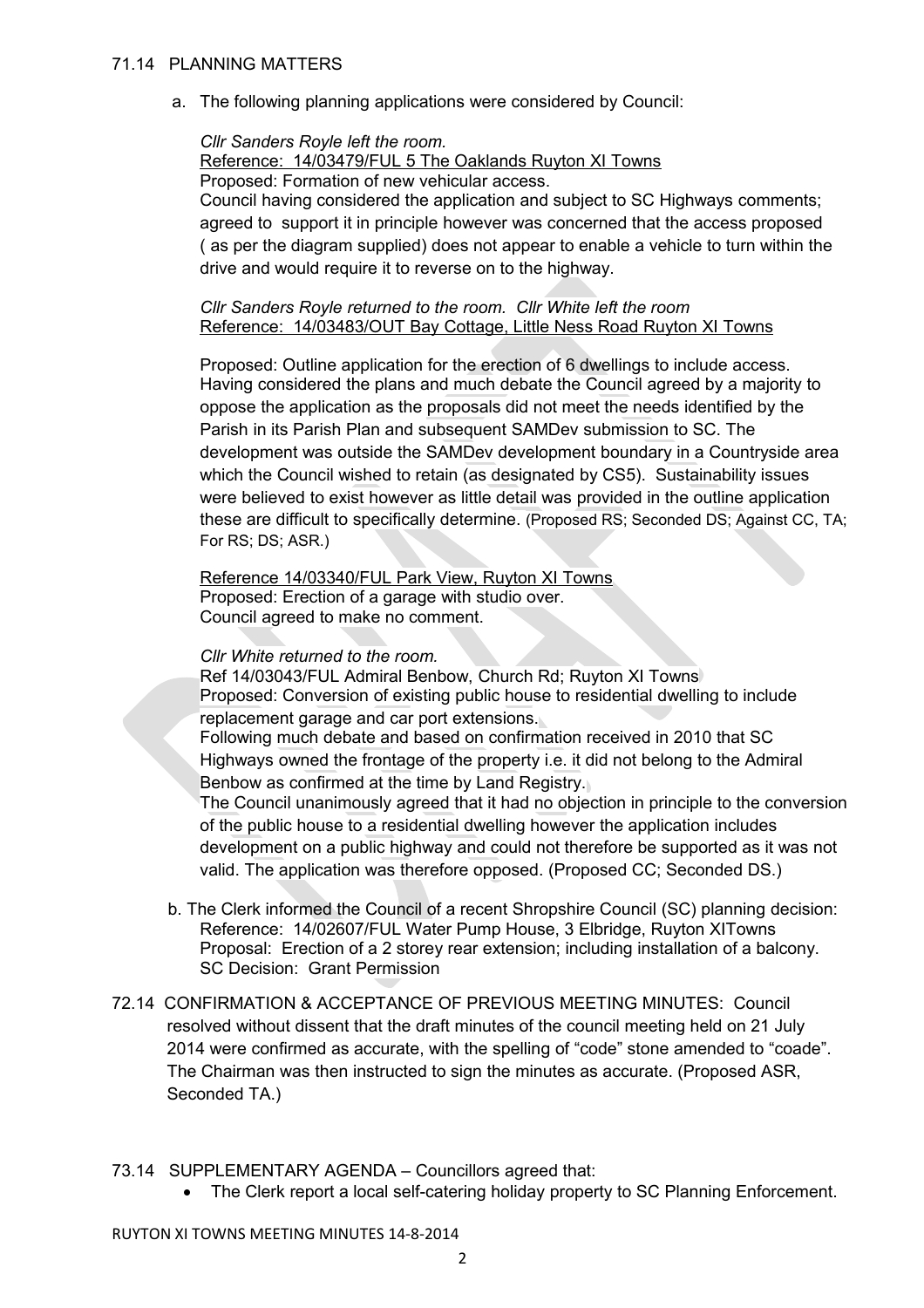71.14 PLANNING MATTERS

a. The following planning applications were considered by Council:

*Cllr Sanders Royle left the room.*

Reference: 14/03479/FUL 5 The Oaklands Ruyton XI Towns

Proposed: Formation of new vehicular access.

Council having considered the application and subject to SC Highways comments; agreed to support it in principle however was concerned that the access proposed ( as per the diagram supplied) does not appear to enable a vehicle to turn within the drive and would require it to reverse on to the highway.

*Cllr Sanders Royle returned to the room. Cllr White left the room*

Reference: 14/03483/OUT Bay Cottage, Little Ness Road Ruyton XI Towns

Proposed: Outline application for the erection of 6 dwellings to include access. Having considered the plans and much debate the Council agreed by a majority to oppose the application as the proposals did not meet the needs identified by the Parish in its Parish Plan and subsequent SAMDev submission to SC. The development was outside the SAMDev development boundary in a Countryside area which the Council wished to retain (as designated by CS5). Sustainability issues were believed to exist however as little detail was provided in the outline application these are difficult to specifically determine. (Proposed RS; Seconded DS; Against CC, TA; For RS; DS; ASR.)

Reference 14/03340/FUL Park View, Ruyton XI Towns

Proposed: Erection of a garage with studio over.

Council agreed to make no comment.

*Cllr White returned to the room.*

Ref 14/03043/FUL Admiral Benbow, Church Rd; Ruyton XI Towns

Proposed: Conversion of existing public house to residential dwelling to include replacement garage and car port extensions.

Following much debate and based on confirmation received in 2010 that SC Highways owned the frontage of the property i.e. it did not belong to the Admiral Benbow as confirmed at the time by Land Registry.

The Council unanimously agreed that it had no objection in principle to the conversion of the public house to a residential dwelling however the application includes development on a public highway and could not therefore be supported as it was not valid. The application was therefore opposed. (Proposed CC; Seconded DS.)

b. The Clerk informed the Council of a recent Shropshire Council (SC) planning decision:

Reference: 14/02607/FUL Water Pump House, 3 Elbridge, Ruyton XITowns

Proposal: Erection of a 2 storey rear extension; including installation of a balcony.

SC Decision: Grant Permission

72.14 CONFIRMATION & ACCEPTANCE OF PREVIOUS MEETING MINUTES: Council resolved without dissent that the draft minutes of the council meeting held on 21 July 2014 were confirmed as accurate, with the spelling of "code" stone amended to "coade". The Chairman was then instructed to sign the minutes as accurate. (Proposed ASR, Seconded TA.)

73.14 SUPPLEMENTARY AGENDA – Councillors agreed that:

- The Clerk report a local self-catering holiday property to SC Planning Enforcement.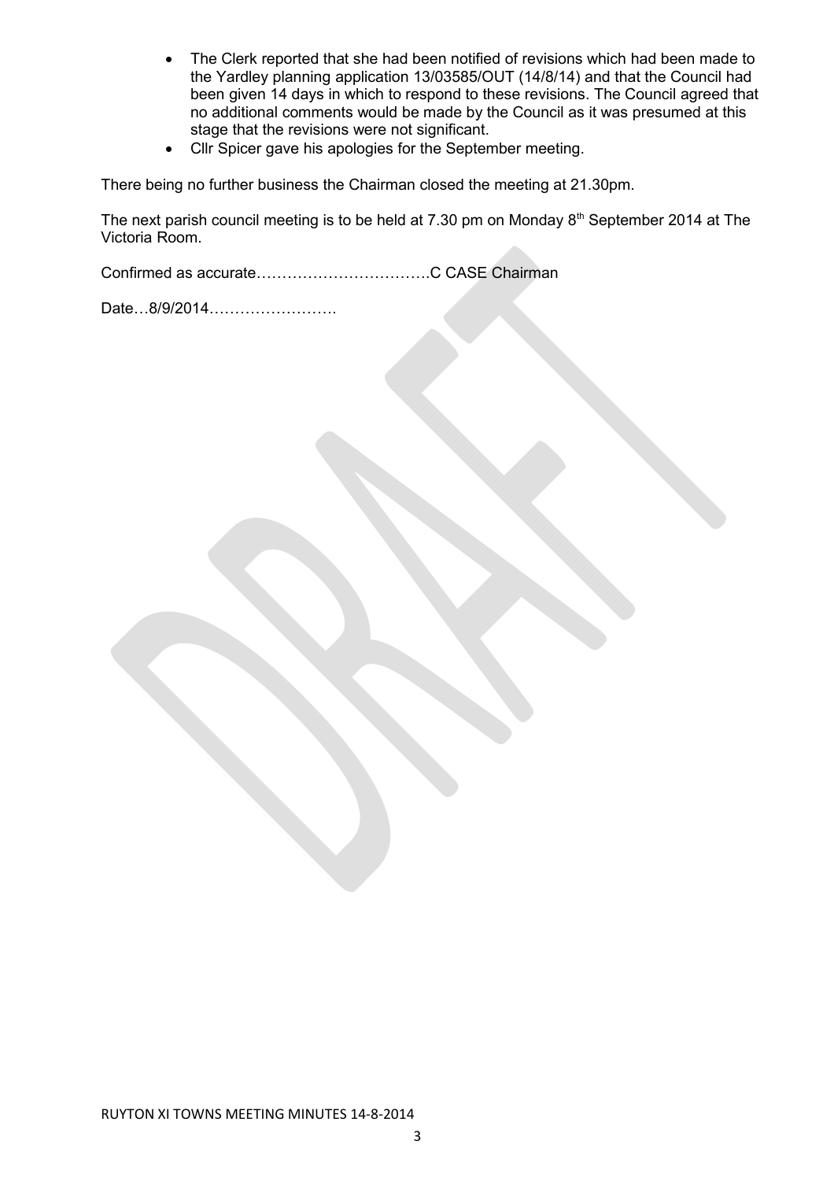- The Clerk reported that she had been notified of revisions which had been made to the Yardley planning application 13/03585/OUT (14/8/14) and that the Council had been given 14 days in which to respond to these revisions. The Council agreed that no additional comments would be made by the Council as it was presumed at this stage that the revisions were not significant.
- Cllr Spicer gave his apologies for the September meeting.

There being no further business the Chairman closed the meeting at 21.30pm.

The next parish council meeting is to be held at 7.30 pm on Monday 8th September 2014 at The Victoria Room.

Confirmed as accurate…………………………….C CASE Chairman

Date…8/9/2014…………………….